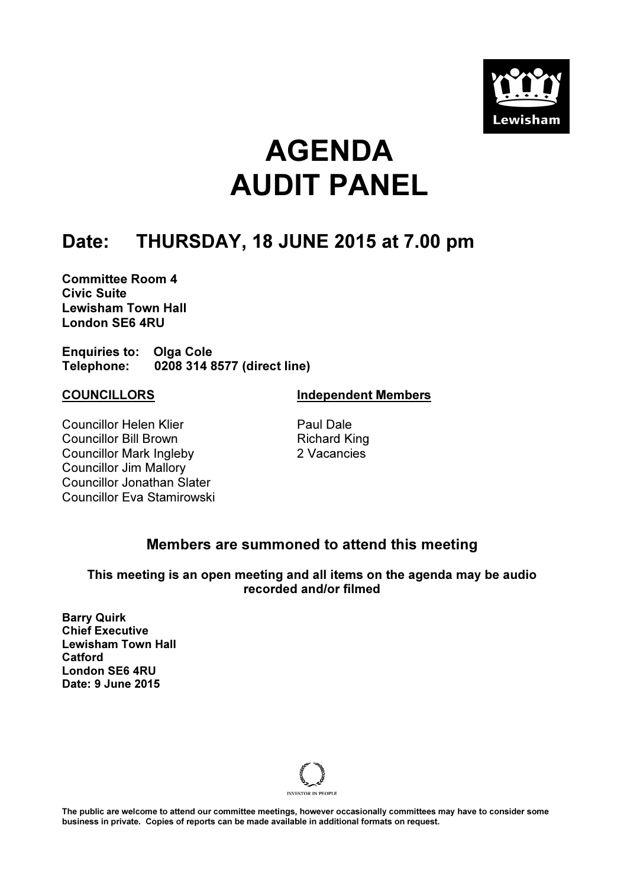# AGENDA
# AUDIT PANEL

## Date: THURSDAY, 18 JUNE 2015 at 7.00 pm

**Committee Room 4**
**Civic Suite**
**Lewisham Town Hall**
**London SE6 4RU**

**Enquiries to: Olga Cole**
**Telephone: 0208 314 8577 (direct line)**

**COUNCILLORS**

Councillor Helen Klier
Councillor Bill Brown
Councillor Mark Ingleby
Councillor Jim Mallory
Councillor Jonathan Slater
Councillor Eva Stamirowski

**Independent Members**

Paul Dale
Richard King
2 Vacancies

### Members are summoned to attend this meeting

**This meeting is an open meeting and all items on the agenda may be audio recorded and/or filmed**

**Barry Quirk**
**Chief Executive**
**Lewisham Town Hall**
**Catford**
**London SE6 4RU**
**Date: 9 June 2015**

**The public are welcome to attend our committee meetings, however occasionally committees may have to consider some business in private. Copies of reports can be made available in additional formats on request.**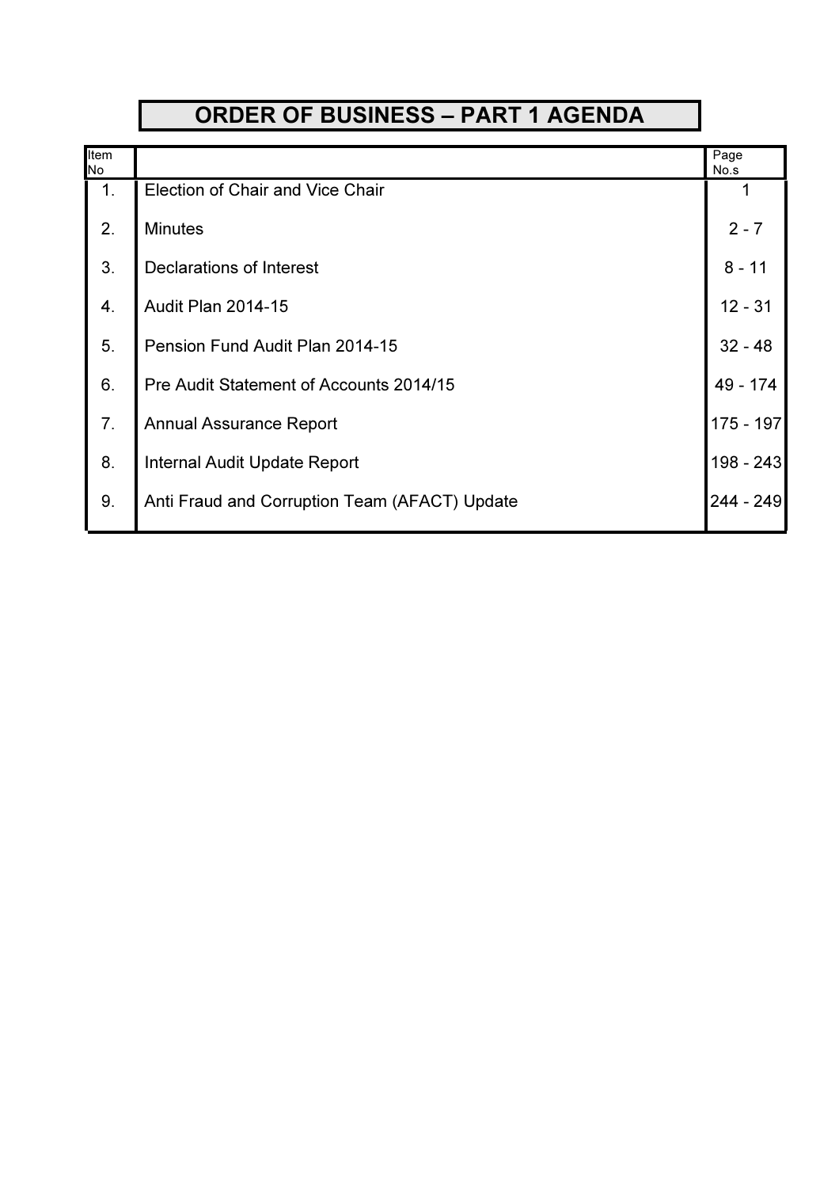# ORDER OF BUSINESS – PART 1 AGENDA

| Item No | | Page No.s |
|---|---|---|
| 1. | Election of Chair and Vice Chair | 1 |
| 2. | Minutes | 2 - 7 |
| 3. | Declarations of Interest | 8 - 11 |
| 4. | Audit Plan 2014-15 | 12 - 31 |
| 5. | Pension Fund Audit Plan 2014-15 | 32 - 48 |
| 6. | Pre Audit Statement of Accounts 2014/15 | 49 - 174 |
| 7. | Annual Assurance Report | 175 - 197 |
| 8. | Internal Audit Update Report | 198 - 243 |
| 9. | Anti Fraud and Corruption Team (AFACT) Update | 244 - 249 |